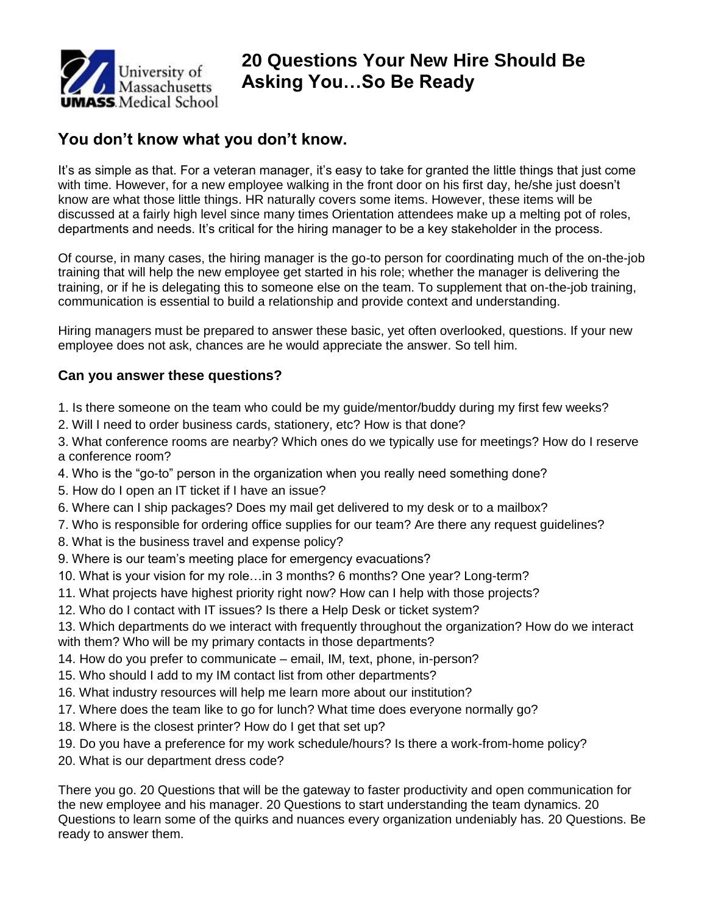# 20 Questions Your New Hire Should Be Asking You…So Be Ready

## You don't know what you don't know.

It's as simple as that. For a veteran manager, it's easy to take for granted the little things that just come with time. However, for a new employee walking in the front door on his first day, he/she just doesn't know are what those little things. HR naturally covers some items. However, these items will be discussed at a fairly high level since many times Orientation attendees make up a melting pot of roles, departments and needs. It's critical for the hiring manager to be a key stakeholder in the process.

Of course, in many cases, the hiring manager is the go-to person for coordinating much of the on-the-job training that will help the new employee get started in his role; whether the manager is delivering the training, or if he is delegating this to someone else on the team. To supplement that on-the-job training, communication is essential to build a relationship and provide context and understanding.

Hiring managers must be prepared to answer these basic, yet often overlooked, questions. If your new employee does not ask, chances are he would appreciate the answer. So tell him.

### Can you answer these questions?

1. Is there someone on the team who could be my guide/mentor/buddy during my first few weeks?
2. Will I need to order business cards, stationery, etc? How is that done?
3. What conference rooms are nearby? Which ones do we typically use for meetings? How do I reserve a conference room?
4. Who is the "go-to" person in the organization when you really need something done?
5. How do I open an IT ticket if I have an issue?
6. Where can I ship packages? Does my mail get delivered to my desk or to a mailbox?
7. Who is responsible for ordering office supplies for our team? Are there any request guidelines?
8. What is the business travel and expense policy?
9. Where is our team's meeting place for emergency evacuations?
10. What is your vision for my role…in 3 months? 6 months? One year? Long-term?
11. What projects have highest priority right now? How can I help with those projects?
12. Who do I contact with IT issues? Is there a Help Desk or ticket system?
13. Which departments do we interact with frequently throughout the organization? How do we interact with them? Who will be my primary contacts in those departments?
14. How do you prefer to communicate – email, IM, text, phone, in-person?
15. Who should I add to my IM contact list from other departments?
16. What industry resources will help me learn more about our institution?
17. Where does the team like to go for lunch? What time does everyone normally go?
18. Where is the closest printer? How do I get that set up?
19. Do you have a preference for my work schedule/hours? Is there a work-from-home policy?
20. What is our department dress code?

There you go. 20 Questions that will be the gateway to faster productivity and open communication for the new employee and his manager. 20 Questions to start understanding the team dynamics. 20 Questions to learn some of the quirks and nuances every organization undeniably has. 20 Questions. Be ready to answer them.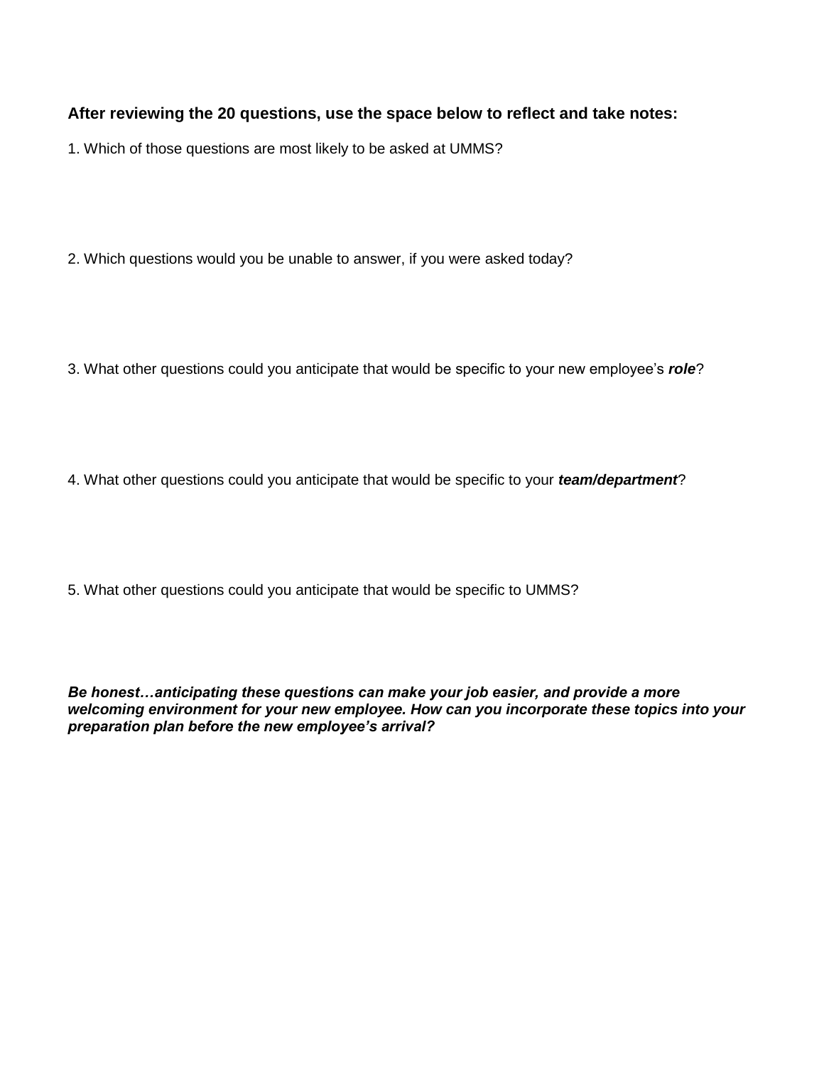**After reviewing the 20 questions, use the space below to reflect and take notes:**

1. Which of those questions are most likely to be asked at UMMS?

2. Which questions would you be unable to answer, if you were asked today?

3. What other questions could you anticipate that would be specific to your new employee's ***role***?

4. What other questions could you anticipate that would be specific to your ***team/department***?

5. What other questions could you anticipate that would be specific to UMMS?

***Be honest…anticipating these questions can make your job easier, and provide a more welcoming environment for your new employee. How can you incorporate these topics into your preparation plan before the new employee's arrival?***